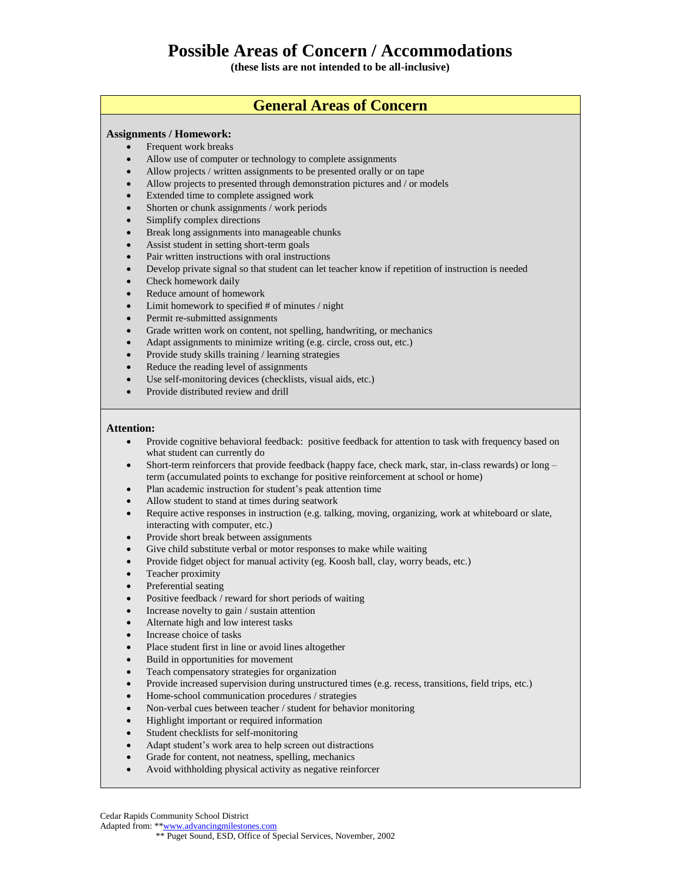# Possible Areas of Concern / Accommodations

**(these lists are not intended to be all-inclusive)**

## General Areas of Concern

**Assignments / Homework:**

- Frequent work breaks
- Allow use of computer or technology to complete assignments
- Allow projects / written assignments to be presented orally or on tape
- Allow projects to presented through demonstration pictures and / or models
- Extended time to complete assigned work
- Shorten or chunk assignments / work periods
- Simplify complex directions
- Break long assignments into manageable chunks
- Assist student in setting short-term goals
- Pair written instructions with oral instructions
- Develop private signal so that student can let teacher know if repetition of instruction is needed
- Check homework daily
- Reduce amount of homework
- Limit homework to specified # of minutes / night
- Permit re-submitted assignments
- Grade written work on content, not spelling, handwriting, or mechanics
- Adapt assignments to minimize writing (e.g. circle, cross out, etc.)
- Provide study skills training / learning strategies
- Reduce the reading level of assignments
- Use self-monitoring devices (checklists, visual aids, etc.)
- Provide distributed review and drill

**Attention:**

- Provide cognitive behavioral feedback: positive feedback for attention to task with frequency based on what student can currently do
- Short-term reinforcers that provide feedback (happy face, check mark, star, in-class rewards) or long – term (accumulated points to exchange for positive reinforcement at school or home)
- Plan academic instruction for student's peak attention time
- Allow student to stand at times during seatwork
- Require active responses in instruction (e.g. talking, moving, organizing, work at whiteboard or slate, interacting with computer, etc.)
- Provide short break between assignments
- Give child substitute verbal or motor responses to make while waiting
- Provide fidget object for manual activity (eg. Koosh ball, clay, worry beads, etc.)
- Teacher proximity
- Preferential seating
- Positive feedback / reward for short periods of waiting
- Increase novelty to gain / sustain attention
- Alternate high and low interest tasks
- Increase choice of tasks
- Place student first in line or avoid lines altogether
- Build in opportunities for movement
- Teach compensatory strategies for organization
- Provide increased supervision during unstructured times (e.g. recess, transitions, field trips, etc.)
- Home-school communication procedures / strategies
- Non-verbal cues between teacher / student for behavior monitoring
- Highlight important or required information
- Student checklists for self-monitoring
- Adapt student's work area to help screen out distractions
- Grade for content, not neatness, spelling, mechanics
- Avoid withholding physical activity as negative reinforcer

Cedar Rapids Community School District
Adapted from: **www.advancingmilestones.com
** Puget Sound, ESD, Office of Special Services, November, 2002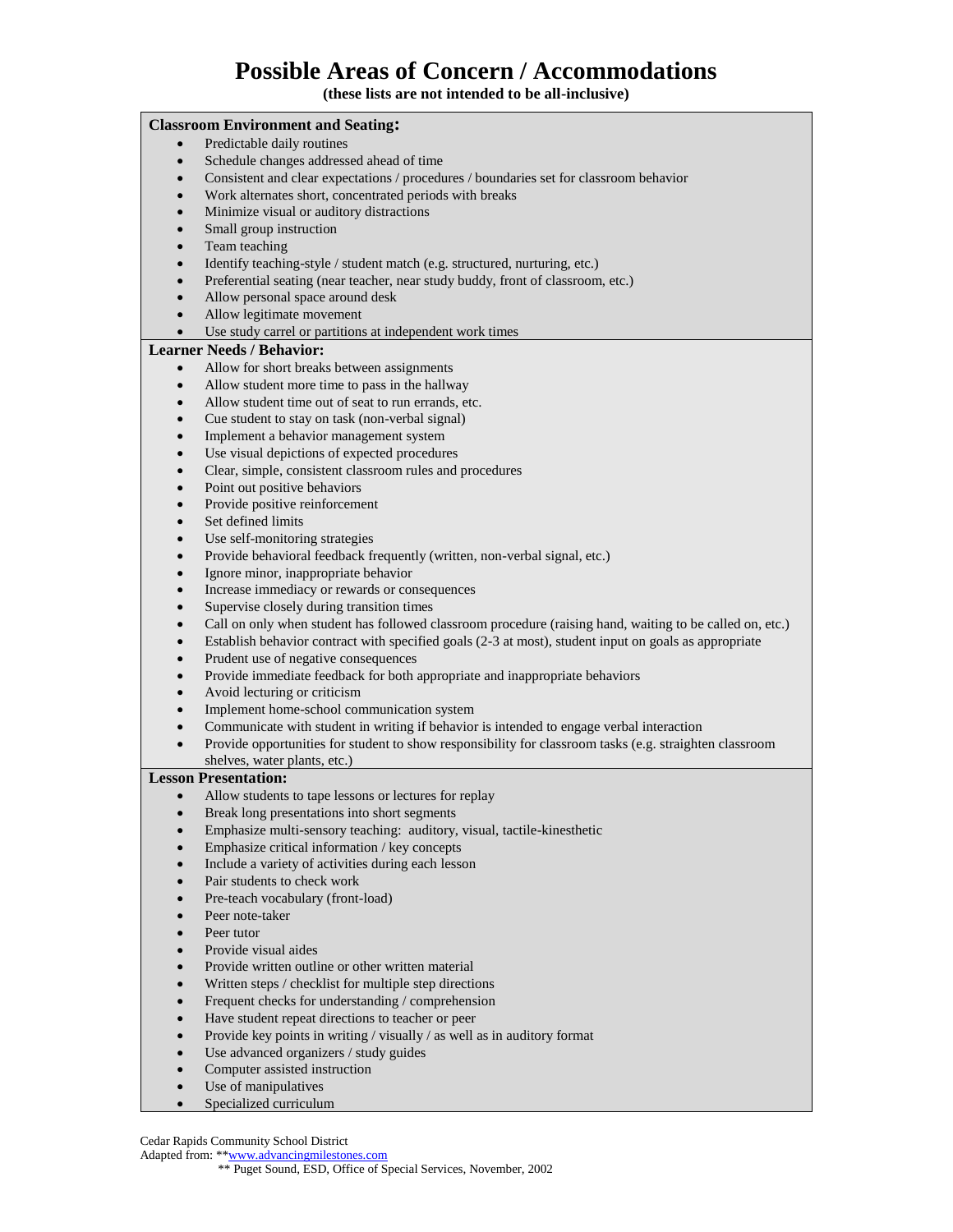# Possible Areas of Concern / Accommodations

**(these lists are not intended to be all-inclusive)**

**Classroom Environment and Seating:**

- Predictable daily routines
- Schedule changes addressed ahead of time
- Consistent and clear expectations / procedures / boundaries set for classroom behavior
- Work alternates short, concentrated periods with breaks
- Minimize visual or auditory distractions
- Small group instruction
- Team teaching
- Identify teaching-style / student match (e.g. structured, nurturing, etc.)
- Preferential seating (near teacher, near study buddy, front of classroom, etc.)
- Allow personal space around desk
- Allow legitimate movement
- Use study carrel or partitions at independent work times

**Learner Needs / Behavior:**

- Allow for short breaks between assignments
- Allow student more time to pass in the hallway
- Allow student time out of seat to run errands, etc.
- Cue student to stay on task (non-verbal signal)
- Implement a behavior management system
- Use visual depictions of expected procedures
- Clear, simple, consistent classroom rules and procedures
- Point out positive behaviors
- Provide positive reinforcement
- Set defined limits
- Use self-monitoring strategies
- Provide behavioral feedback frequently (written, non-verbal signal, etc.)
- Ignore minor, inappropriate behavior
- Increase immediacy or rewards or consequences
- Supervise closely during transition times
- Call on only when student has followed classroom procedure (raising hand, waiting to be called on, etc.)
- Establish behavior contract with specified goals (2-3 at most), student input on goals as appropriate
- Prudent use of negative consequences
- Provide immediate feedback for both appropriate and inappropriate behaviors
- Avoid lecturing or criticism
- Implement home-school communication system
- Communicate with student in writing if behavior is intended to engage verbal interaction
- Provide opportunities for student to show responsibility for classroom tasks (e.g. straighten classroom shelves, water plants, etc.)

**Lesson Presentation:**

- Allow students to tape lessons or lectures for replay
- Break long presentations into short segments
- Emphasize multi-sensory teaching: auditory, visual, tactile-kinesthetic
- Emphasize critical information / key concepts
- Include a variety of activities during each lesson
- Pair students to check work
- Pre-teach vocabulary (front-load)
- Peer note-taker
- Peer tutor
- Provide visual aides
- Provide written outline or other written material
- Written steps / checklist for multiple step directions
- Frequent checks for understanding / comprehension
- Have student repeat directions to teacher or peer
- Provide key points in writing / visually / as well as in auditory format
- Use advanced organizers / study guides
- Computer assisted instruction
- Use of manipulatives
- Specialized curriculum

Cedar Rapids Community School District
Adapted from: **www.advancingmilestones.com
** Puget Sound, ESD, Office of Special Services, November, 2002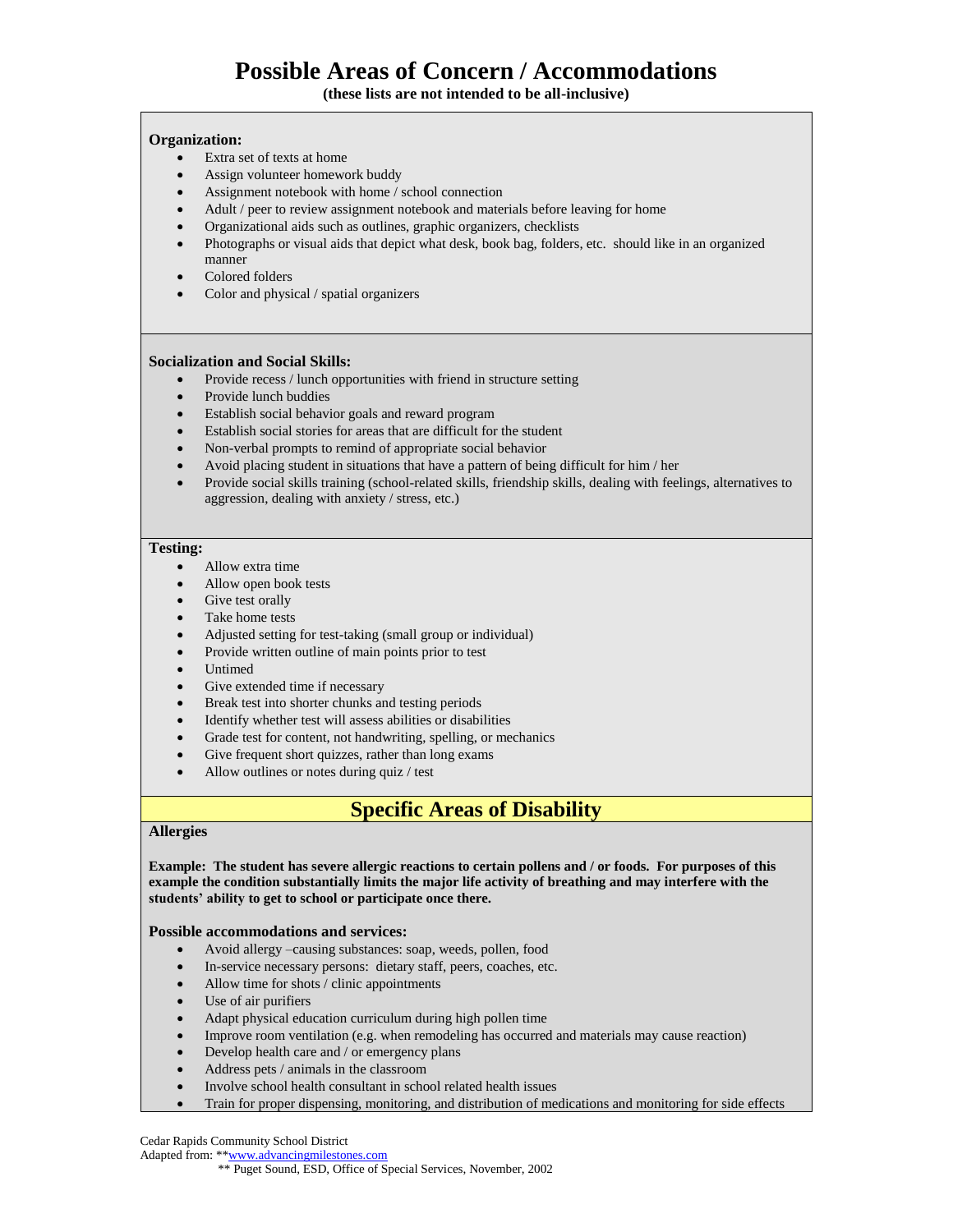# Possible Areas of Concern / Accommodations

**(these lists are not intended to be all-inclusive)**

**Organization:**

- Extra set of texts at home
- Assign volunteer homework buddy
- Assignment notebook with home / school connection
- Adult / peer to review assignment notebook and materials before leaving for home
- Organizational aids such as outlines, graphic organizers, checklists
- Photographs or visual aids that depict what desk, book bag, folders, etc. should like in an organized manner
- Colored folders
- Color and physical / spatial organizers

**Socialization and Social Skills:**

- Provide recess / lunch opportunities with friend in structure setting
- Provide lunch buddies
- Establish social behavior goals and reward program
- Establish social stories for areas that are difficult for the student
- Non-verbal prompts to remind of appropriate social behavior
- Avoid placing student in situations that have a pattern of being difficult for him / her
- Provide social skills training (school-related skills, friendship skills, dealing with feelings, alternatives to aggression, dealing with anxiety / stress, etc.)

**Testing:**

- Allow extra time
- Allow open book tests
- Give test orally
- Take home tests
- Adjusted setting for test-taking (small group or individual)
- Provide written outline of main points prior to test
- Untimed
- Give extended time if necessary
- Break test into shorter chunks and testing periods
- Identify whether test will assess abilities or disabilities
- Grade test for content, not handwriting, spelling, or mechanics
- Give frequent short quizzes, rather than long exams
- Allow outlines or notes during quiz / test

## Specific Areas of Disability

**Allergies**

**Example: The student has severe allergic reactions to certain pollens and / or foods. For purposes of this example the condition substantially limits the major life activity of breathing and may interfere with the students' ability to get to school or participate once there.**

**Possible accommodations and services:**

- Avoid allergy –causing substances: soap, weeds, pollen, food
- In-service necessary persons: dietary staff, peers, coaches, etc.
- Allow time for shots / clinic appointments
- Use of air purifiers
- Adapt physical education curriculum during high pollen time
- Improve room ventilation (e.g. when remodeling has occurred and materials may cause reaction)
- Develop health care and / or emergency plans
- Address pets / animals in the classroom
- Involve school health consultant in school related health issues
- Train for proper dispensing, monitoring, and distribution of medications and monitoring for side effects

Cedar Rapids Community School District
Adapted from: **www.advancingmilestones.com
** Puget Sound, ESD, Office of Special Services, November, 2002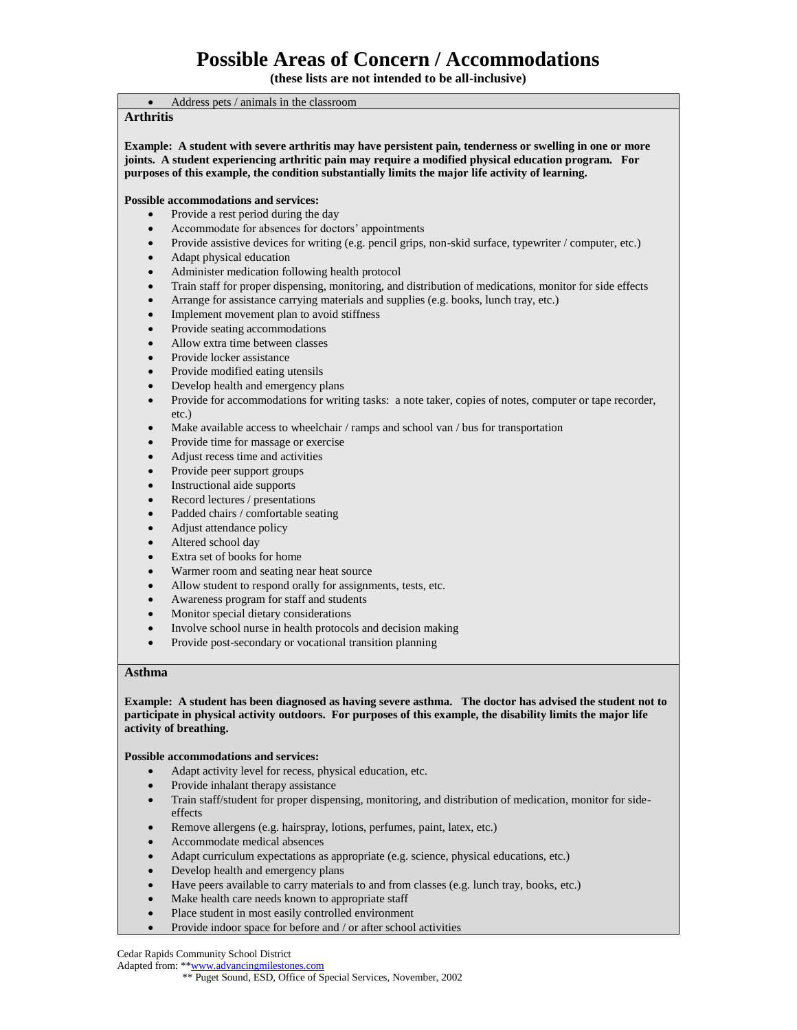# Possible Areas of Concern / Accommodations

**(these lists are not intended to be all-inclusive)**

- Address pets / animals in the classroom

## Arthritis

**Example: A student with severe arthritis may have persistent pain, tenderness or swelling in one or more joints. A student experiencing arthritic pain may require a modified physical education program. For purposes of this example, the condition substantially limits the major life activity of learning.**

**Possible accommodations and services:**

- Provide a rest period during the day
- Accommodate for absences for doctors' appointments
- Provide assistive devices for writing (e.g. pencil grips, non-skid surface, typewriter / computer, etc.)
- Adapt physical education
- Administer medication following health protocol
- Train staff for proper dispensing, monitoring, and distribution of medications, monitor for side effects
- Arrange for assistance carrying materials and supplies (e.g. books, lunch tray, etc.)
- Implement movement plan to avoid stiffness
- Provide seating accommodations
- Allow extra time between classes
- Provide locker assistance
- Provide modified eating utensils
- Develop health and emergency plans
- Provide for accommodations for writing tasks: a note taker, copies of notes, computer or tape recorder, etc.)
- Make available access to wheelchair / ramps and school van / bus for transportation
- Provide time for massage or exercise
- Adjust recess time and activities
- Provide peer support groups
- Instructional aide supports
- Record lectures / presentations
- Padded chairs / comfortable seating
- Adjust attendance policy
- Altered school day
- Extra set of books for home
- Warmer room and seating near heat source
- Allow student to respond orally for assignments, tests, etc.
- Awareness program for staff and students
- Monitor special dietary considerations
- Involve school nurse in health protocols and decision making
- Provide post-secondary or vocational transition planning

## Asthma

**Example: A student has been diagnosed as having severe asthma. The doctor has advised the student not to participate in physical activity outdoors. For purposes of this example, the disability limits the major life activity of breathing.**

**Possible accommodations and services:**

- Adapt activity level for recess, physical education, etc.
- Provide inhalant therapy assistance
- Train staff/student for proper dispensing, monitoring, and distribution of medication, monitor for side-effects
- Remove allergens (e.g. hairspray, lotions, perfumes, paint, latex, etc.)
- Accommodate medical absences
- Adapt curriculum expectations as appropriate (e.g. science, physical educations, etc.)
- Develop health and emergency plans
- Have peers available to carry materials to and from classes (e.g. lunch tray, books, etc.)
- Make health care needs known to appropriate staff
- Place student in most easily controlled environment
- Provide indoor space for before and / or after school activities

Cedar Rapids Community School District
Adapted from: **www.advancingmilestones.com
** Puget Sound, ESD, Office of Special Services, November, 2002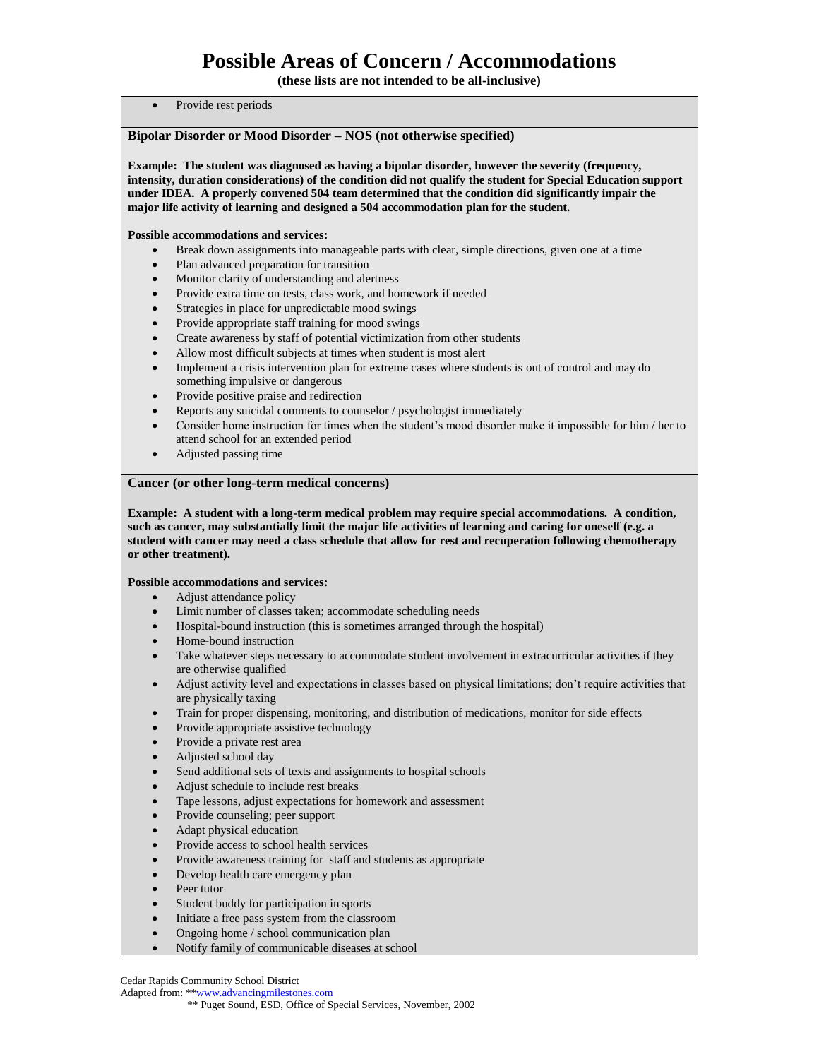# Possible Areas of Concern / Accommodations

**(these lists are not intended to be all-inclusive)**

- Provide rest periods

### Bipolar Disorder or Mood Disorder – NOS (not otherwise specified)

**Example: The student was diagnosed as having a bipolar disorder, however the severity (frequency, intensity, duration considerations) of the condition did not qualify the student for Special Education support under IDEA. A properly convened 504 team determined that the condition did significantly impair the major life activity of learning and designed a 504 accommodation plan for the student.**

**Possible accommodations and services:**

- Break down assignments into manageable parts with clear, simple directions, given one at a time
- Plan advanced preparation for transition
- Monitor clarity of understanding and alertness
- Provide extra time on tests, class work, and homework if needed
- Strategies in place for unpredictable mood swings
- Provide appropriate staff training for mood swings
- Create awareness by staff of potential victimization from other students
- Allow most difficult subjects at times when student is most alert
- Implement a crisis intervention plan for extreme cases where students is out of control and may do something impulsive or dangerous
- Provide positive praise and redirection
- Reports any suicidal comments to counselor / psychologist immediately
- Consider home instruction for times when the student's mood disorder make it impossible for him / her to attend school for an extended period
- Adjusted passing time

### Cancer (or other long-term medical concerns)

**Example: A student with a long-term medical problem may require special accommodations. A condition, such as cancer, may substantially limit the major life activities of learning and caring for oneself (e.g. a student with cancer may need a class schedule that allow for rest and recuperation following chemotherapy or other treatment).**

**Possible accommodations and services:**

- Adjust attendance policy
- Limit number of classes taken; accommodate scheduling needs
- Hospital-bound instruction (this is sometimes arranged through the hospital)
- Home-bound instruction
- Take whatever steps necessary to accommodate student involvement in extracurricular activities if they are otherwise qualified
- Adjust activity level and expectations in classes based on physical limitations; don't require activities that are physically taxing
- Train for proper dispensing, monitoring, and distribution of medications, monitor for side effects
- Provide appropriate assistive technology
- Provide a private rest area
- Adjusted school day
- Send additional sets of texts and assignments to hospital schools
- Adjust schedule to include rest breaks
- Tape lessons, adjust expectations for homework and assessment
- Provide counseling; peer support
- Adapt physical education
- Provide access to school health services
- Provide awareness training for staff and students as appropriate
- Develop health care emergency plan
- Peer tutor
- Student buddy for participation in sports
- Initiate a free pass system from the classroom
- Ongoing home / school communication plan
- Notify family of communicable diseases at school

Cedar Rapids Community School District
Adapted from: **www.advancingmilestones.com
** Puget Sound, ESD, Office of Special Services, November, 2002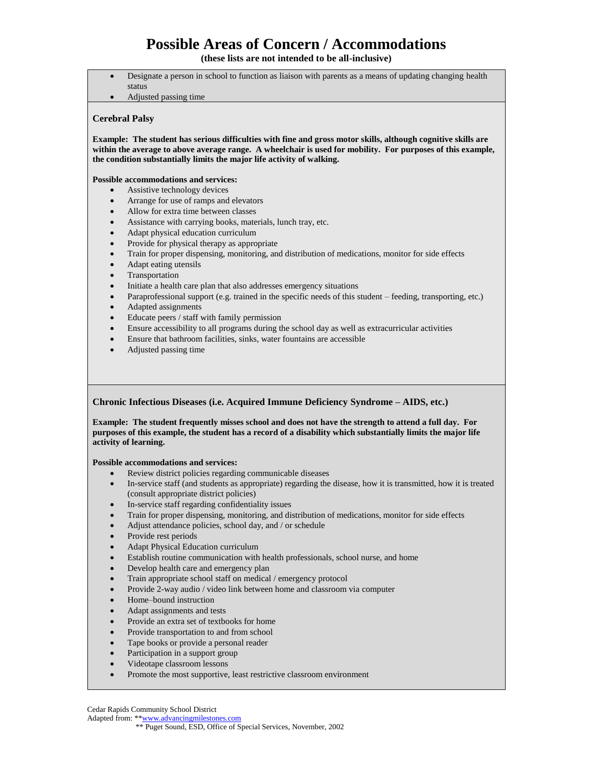# Possible Areas of Concern / Accommodations

**(these lists are not intended to be all-inclusive)**

- Designate a person in school to function as liaison with parents as a means of updating changing health status
- Adjusted passing time

### Cerebral Palsy

**Example: The student has serious difficulties with fine and gross motor skills, although cognitive skills are within the average to above average range. A wheelchair is used for mobility. For purposes of this example, the condition substantially limits the major life activity of walking.**

**Possible accommodations and services:**

- Assistive technology devices
- Arrange for use of ramps and elevators
- Allow for extra time between classes
- Assistance with carrying books, materials, lunch tray, etc.
- Adapt physical education curriculum
- Provide for physical therapy as appropriate
- Train for proper dispensing, monitoring, and distribution of medications, monitor for side effects
- Adapt eating utensils
- Transportation
- Initiate a health care plan that also addresses emergency situations
- Paraprofessional support (e.g. trained in the specific needs of this student – feeding, transporting, etc.)
- Adapted assignments
- Educate peers / staff with family permission
- Ensure accessibility to all programs during the school day as well as extracurricular activities
- Ensure that bathroom facilities, sinks, water fountains are accessible
- Adjusted passing time

### Chronic Infectious Diseases (i.e. Acquired Immune Deficiency Syndrome – AIDS, etc.)

**Example: The student frequently misses school and does not have the strength to attend a full day. For purposes of this example, the student has a record of a disability which substantially limits the major life activity of learning.**

**Possible accommodations and services:**

- Review district policies regarding communicable diseases
- In-service staff (and students as appropriate) regarding the disease, how it is transmitted, how it is treated (consult appropriate district policies)
- In-service staff regarding confidentiality issues
- Train for proper dispensing, monitoring, and distribution of medications, monitor for side effects
- Adjust attendance policies, school day, and / or schedule
- Provide rest periods
- Adapt Physical Education curriculum
- Establish routine communication with health professionals, school nurse, and home
- Develop health care and emergency plan
- Train appropriate school staff on medical / emergency protocol
- Provide 2-way audio / video link between home and classroom via computer
- Home–bound instruction
- Adapt assignments and tests
- Provide an extra set of textbooks for home
- Provide transportation to and from school
- Tape books or provide a personal reader
- Participation in a support group
- Videotape classroom lessons
- Promote the most supportive, least restrictive classroom environment

Cedar Rapids Community School District
Adapted from: **www.advancingmilestones.com
** Puget Sound, ESD, Office of Special Services, November, 2002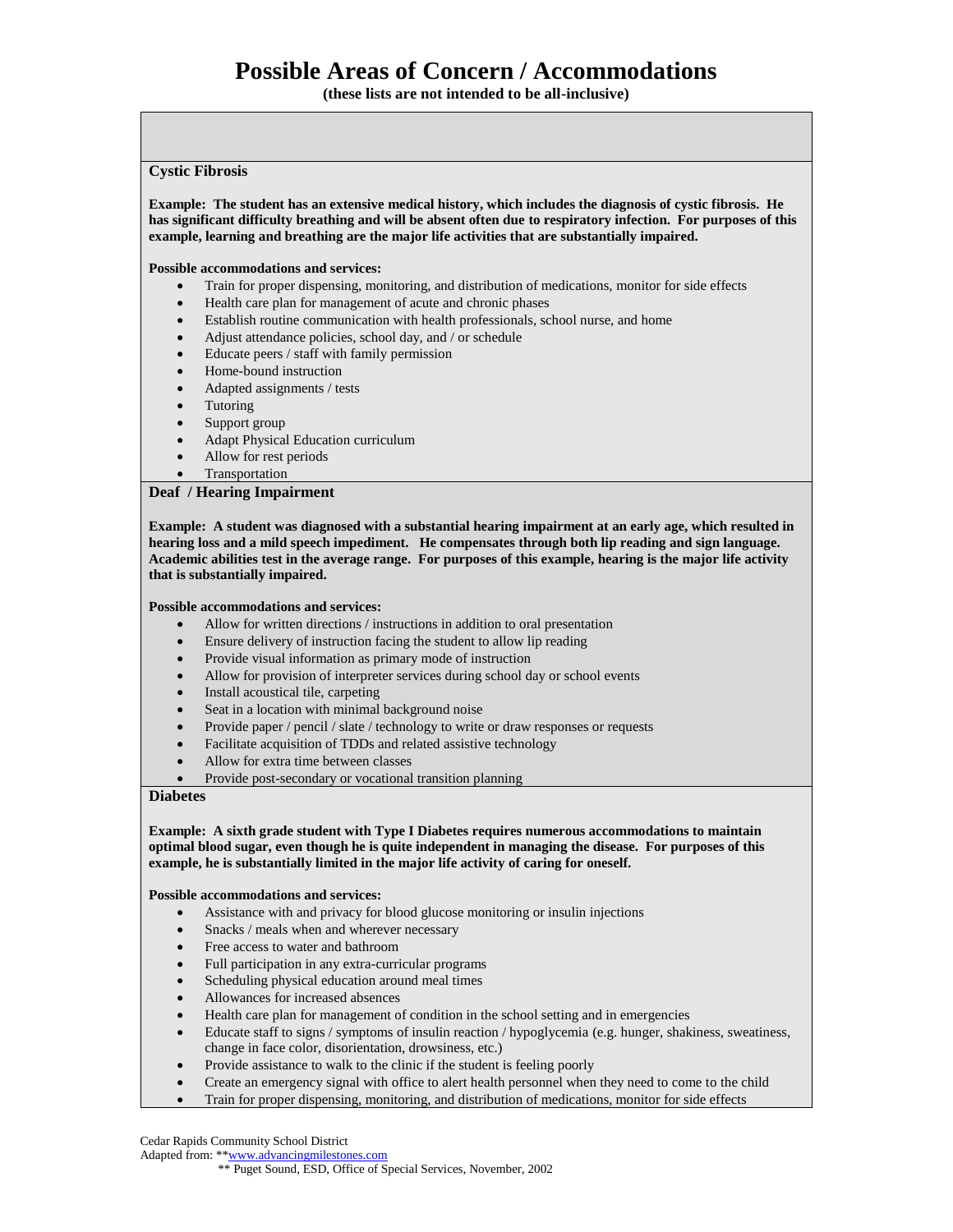# Possible Areas of Concern / Accommodations

**(these lists are not intended to be all-inclusive)**

### Cystic Fibrosis

**Example: The student has an extensive medical history, which includes the diagnosis of cystic fibrosis. He has significant difficulty breathing and will be absent often due to respiratory infection. For purposes of this example, learning and breathing are the major life activities that are substantially impaired.**

**Possible accommodations and services:**

- Train for proper dispensing, monitoring, and distribution of medications, monitor for side effects
- Health care plan for management of acute and chronic phases
- Establish routine communication with health professionals, school nurse, and home
- Adjust attendance policies, school day, and / or schedule
- Educate peers / staff with family permission
- Home-bound instruction
- Adapted assignments / tests
- Tutoring
- Support group
- Adapt Physical Education curriculum
- Allow for rest periods
- Transportation

### Deaf / Hearing Impairment

**Example: A student was diagnosed with a substantial hearing impairment at an early age, which resulted in hearing loss and a mild speech impediment. He compensates through both lip reading and sign language. Academic abilities test in the average range. For purposes of this example, hearing is the major life activity that is substantially impaired.**

**Possible accommodations and services:**

- Allow for written directions / instructions in addition to oral presentation
- Ensure delivery of instruction facing the student to allow lip reading
- Provide visual information as primary mode of instruction
- Allow for provision of interpreter services during school day or school events
- Install acoustical tile, carpeting
- Seat in a location with minimal background noise
- Provide paper / pencil / slate / technology to write or draw responses or requests
- Facilitate acquisition of TDDs and related assistive technology
- Allow for extra time between classes
- Provide post-secondary or vocational transition planning

### Diabetes

**Example: A sixth grade student with Type I Diabetes requires numerous accommodations to maintain optimal blood sugar, even though he is quite independent in managing the disease. For purposes of this example, he is substantially limited in the major life activity of caring for oneself.**

**Possible accommodations and services:**

- Assistance with and privacy for blood glucose monitoring or insulin injections
- Snacks / meals when and wherever necessary
- Free access to water and bathroom
- Full participation in any extra-curricular programs
- Scheduling physical education around meal times
- Allowances for increased absences
- Health care plan for management of condition in the school setting and in emergencies
- Educate staff to signs / symptoms of insulin reaction / hypoglycemia (e.g. hunger, shakiness, sweatiness, change in face color, disorientation, drowsiness, etc.)
- Provide assistance to walk to the clinic if the student is feeling poorly
- Create an emergency signal with office to alert health personnel when they need to come to the child
- Train for proper dispensing, monitoring, and distribution of medications, monitor for side effects

Cedar Rapids Community School District
Adapted from: **www.advancingmilestones.com
** Puget Sound, ESD, Office of Special Services, November, 2002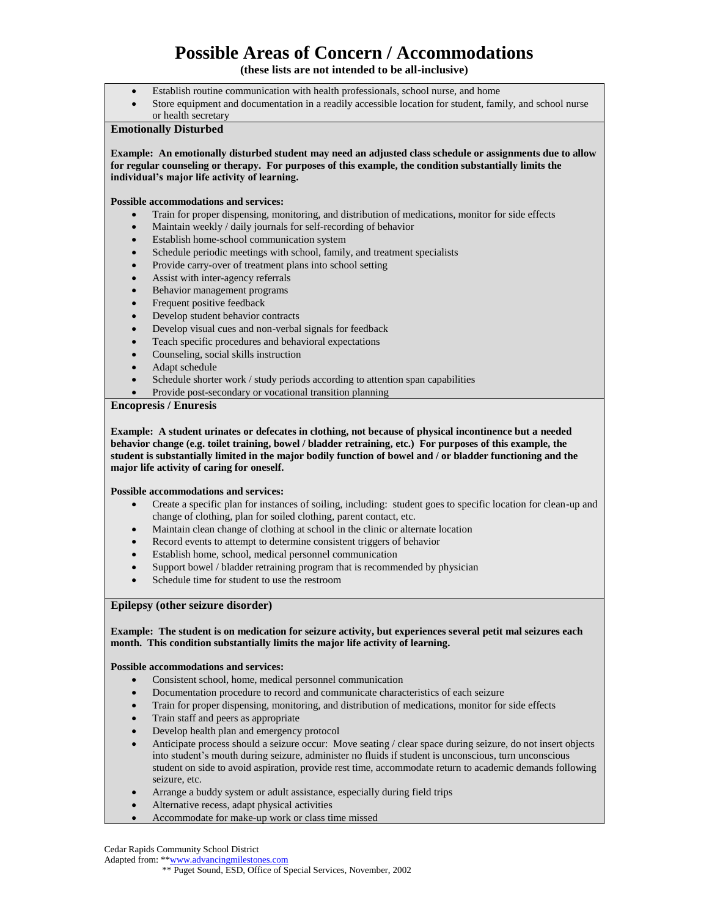# Possible Areas of Concern / Accommodations

**(these lists are not intended to be all-inclusive)**

- Establish routine communication with health professionals, school nurse, and home
- Store equipment and documentation in a readily accessible location for student, family, and school nurse or health secretary

## Emotionally Disturbed

**Example: An emotionally disturbed student may need an adjusted class schedule or assignments due to allow for regular counseling or therapy. For purposes of this example, the condition substantially limits the individual's major life activity of learning.**

**Possible accommodations and services:**

- Train for proper dispensing, monitoring, and distribution of medications, monitor for side effects
- Maintain weekly / daily journals for self-recording of behavior
- Establish home-school communication system
- Schedule periodic meetings with school, family, and treatment specialists
- Provide carry-over of treatment plans into school setting
- Assist with inter-agency referrals
- Behavior management programs
- Frequent positive feedback
- Develop student behavior contracts
- Develop visual cues and non-verbal signals for feedback
- Teach specific procedures and behavioral expectations
- Counseling, social skills instruction
- Adapt schedule
- Schedule shorter work / study periods according to attention span capabilities
- Provide post-secondary or vocational transition planning

## Encopresis / Enuresis

**Example: A student urinates or defecates in clothing, not because of physical incontinence but a needed behavior change (e.g. toilet training, bowel / bladder retraining, etc.) For purposes of this example, the student is substantially limited in the major bodily function of bowel and / or bladder functioning and the major life activity of caring for oneself.**

**Possible accommodations and services:**

- Create a specific plan for instances of soiling, including: student goes to specific location for clean-up and change of clothing, plan for soiled clothing, parent contact, etc.
- Maintain clean change of clothing at school in the clinic or alternate location
- Record events to attempt to determine consistent triggers of behavior
- Establish home, school, medical personnel communication
- Support bowel / bladder retraining program that is recommended by physician
- Schedule time for student to use the restroom

## Epilepsy (other seizure disorder)

**Example: The student is on medication for seizure activity, but experiences several petit mal seizures each month. This condition substantially limits the major life activity of learning.**

**Possible accommodations and services:**

- Consistent school, home, medical personnel communication
- Documentation procedure to record and communicate characteristics of each seizure
- Train for proper dispensing, monitoring, and distribution of medications, monitor for side effects
- Train staff and peers as appropriate
- Develop health plan and emergency protocol
- Anticipate process should a seizure occur: Move seating / clear space during seizure, do not insert objects into student's mouth during seizure, administer no fluids if student is unconscious, turn unconscious student on side to avoid aspiration, provide rest time, accommodate return to academic demands following seizure, etc.
- Arrange a buddy system or adult assistance, especially during field trips
- Alternative recess, adapt physical activities
- Accommodate for make-up work or class time missed

Cedar Rapids Community School District
Adapted from: **www.advancingmilestones.com
** Puget Sound, ESD, Office of Special Services, November, 2002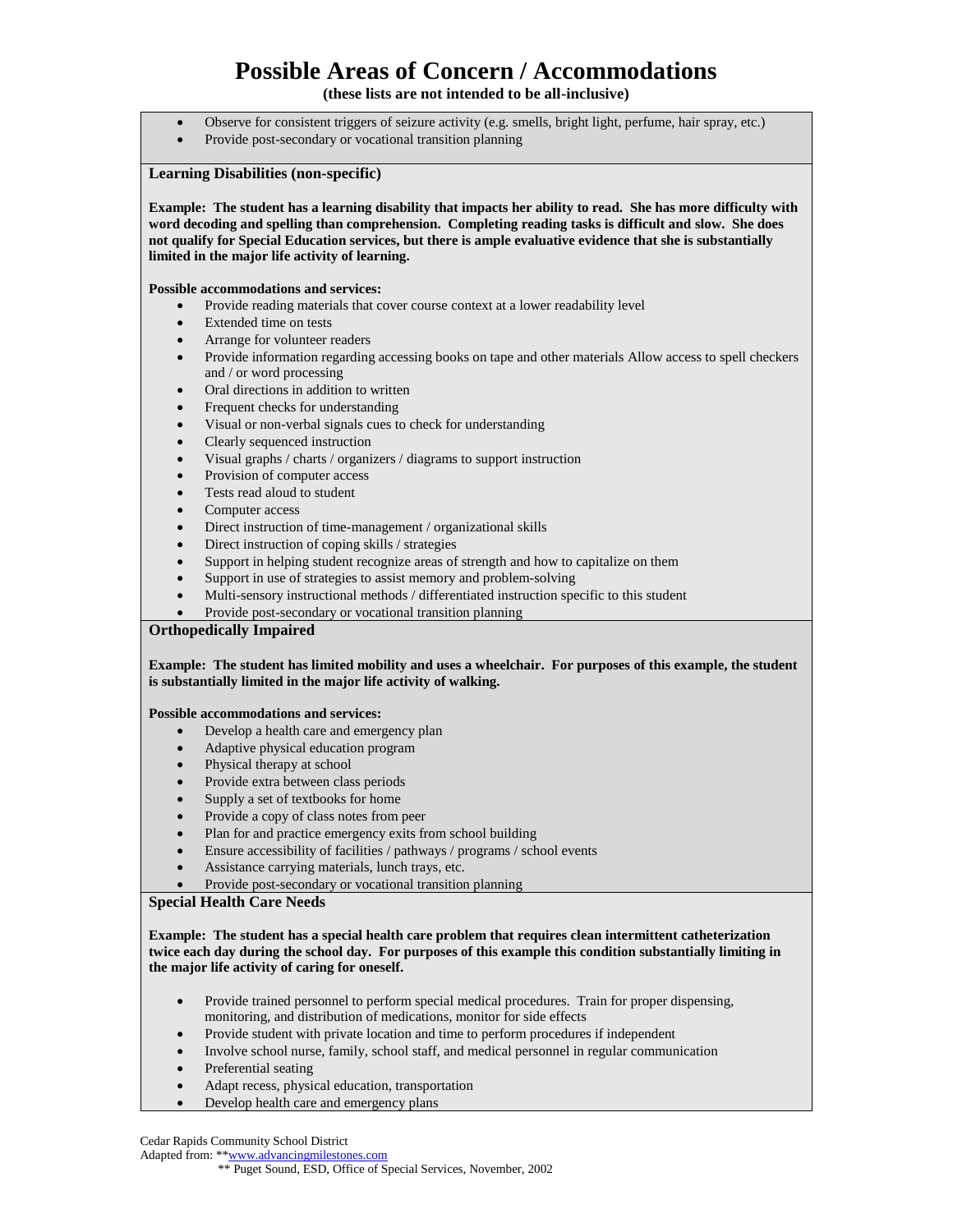# Possible Areas of Concern / Accommodations

**(these lists are not intended to be all-inclusive)**

- Observe for consistent triggers of seizure activity (e.g. smells, bright light, perfume, hair spray, etc.)
- Provide post-secondary or vocational transition planning

### Learning Disabilities (non-specific)

**Example: The student has a learning disability that impacts her ability to read. She has more difficulty with word decoding and spelling than comprehension. Completing reading tasks is difficult and slow. She does not qualify for Special Education services, but there is ample evaluative evidence that she is substantially limited in the major life activity of learning.**

**Possible accommodations and services:**

- Provide reading materials that cover course context at a lower readability level
- Extended time on tests
- Arrange for volunteer readers
- Provide information regarding accessing books on tape and other materials Allow access to spell checkers and / or word processing
- Oral directions in addition to written
- Frequent checks for understanding
- Visual or non-verbal signals cues to check for understanding
- Clearly sequenced instruction
- Visual graphs / charts / organizers / diagrams to support instruction
- Provision of computer access
- Tests read aloud to student
- Computer access
- Direct instruction of time-management / organizational skills
- Direct instruction of coping skills / strategies
- Support in helping student recognize areas of strength and how to capitalize on them
- Support in use of strategies to assist memory and problem-solving
- Multi-sensory instructional methods / differentiated instruction specific to this student
- Provide post-secondary or vocational transition planning

### Orthopedically Impaired

**Example: The student has limited mobility and uses a wheelchair. For purposes of this example, the student is substantially limited in the major life activity of walking.**

**Possible accommodations and services:**

- Develop a health care and emergency plan
- Adaptive physical education program
- Physical therapy at school
- Provide extra between class periods
- Supply a set of textbooks for home
- Provide a copy of class notes from peer
- Plan for and practice emergency exits from school building
- Ensure accessibility of facilities / pathways / programs / school events
- Assistance carrying materials, lunch trays, etc.
- Provide post-secondary or vocational transition planning

### Special Health Care Needs

**Example: The student has a special health care problem that requires clean intermittent catheterization twice each day during the school day. For purposes of this example this condition substantially limiting in the major life activity of caring for oneself.**

- Provide trained personnel to perform special medical procedures. Train for proper dispensing, monitoring, and distribution of medications, monitor for side effects
- Provide student with private location and time to perform procedures if independent
- Involve school nurse, family, school staff, and medical personnel in regular communication
- Preferential seating
- Adapt recess, physical education, transportation
- Develop health care and emergency plans

Cedar Rapids Community School District
Adapted from: **www.advancingmilestones.com
** Puget Sound, ESD, Office of Special Services, November, 2002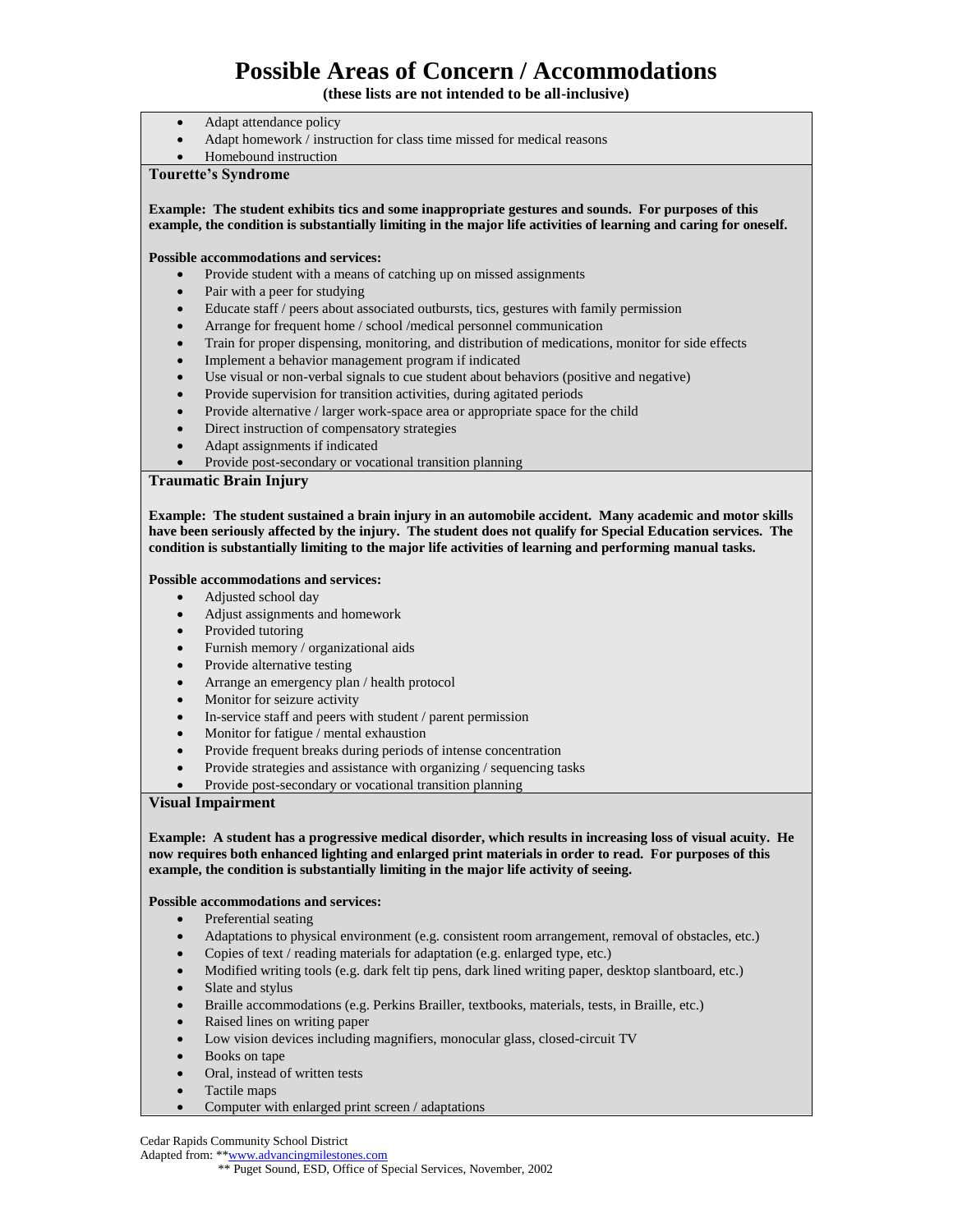# Possible Areas of Concern / Accommodations

**(these lists are not intended to be all-inclusive)**

- Adapt attendance policy
- Adapt homework / instruction for class time missed for medical reasons
- Homebound instruction

### Tourette's Syndrome

**Example: The student exhibits tics and some inappropriate gestures and sounds. For purposes of this example, the condition is substantially limiting in the major life activities of learning and caring for oneself.**

**Possible accommodations and services:**

- Provide student with a means of catching up on missed assignments
- Pair with a peer for studying
- Educate staff / peers about associated outbursts, tics, gestures with family permission
- Arrange for frequent home / school /medical personnel communication
- Train for proper dispensing, monitoring, and distribution of medications, monitor for side effects
- Implement a behavior management program if indicated
- Use visual or non-verbal signals to cue student about behaviors (positive and negative)
- Provide supervision for transition activities, during agitated periods
- Provide alternative / larger work-space area or appropriate space for the child
- Direct instruction of compensatory strategies
- Adapt assignments if indicated
- Provide post-secondary or vocational transition planning

### Traumatic Brain Injury

**Example: The student sustained a brain injury in an automobile accident. Many academic and motor skills have been seriously affected by the injury. The student does not qualify for Special Education services. The condition is substantially limiting to the major life activities of learning and performing manual tasks.**

**Possible accommodations and services:**

- Adjusted school day
- Adjust assignments and homework
- Provided tutoring
- Furnish memory / organizational aids
- Provide alternative testing
- Arrange an emergency plan / health protocol
- Monitor for seizure activity
- In-service staff and peers with student / parent permission
- Monitor for fatigue / mental exhaustion
- Provide frequent breaks during periods of intense concentration
- Provide strategies and assistance with organizing / sequencing tasks
- Provide post-secondary or vocational transition planning

### Visual Impairment

**Example: A student has a progressive medical disorder, which results in increasing loss of visual acuity. He now requires both enhanced lighting and enlarged print materials in order to read. For purposes of this example, the condition is substantially limiting in the major life activity of seeing.**

**Possible accommodations and services:**

- Preferential seating
- Adaptations to physical environment (e.g. consistent room arrangement, removal of obstacles, etc.)
- Copies of text / reading materials for adaptation (e.g. enlarged type, etc.)
- Modified writing tools (e.g. dark felt tip pens, dark lined writing paper, desktop slantboard, etc.)
- Slate and stylus
- Braille accommodations (e.g. Perkins Brailler, textbooks, materials, tests, in Braille, etc.)
- Raised lines on writing paper
- Low vision devices including magnifiers, monocular glass, closed-circuit TV
- Books on tape
- Oral, instead of written tests
- Tactile maps
- Computer with enlarged print screen / adaptations

Cedar Rapids Community School District
Adapted from: **www.advancingmilestones.com
** Puget Sound, ESD, Office of Special Services, November, 2002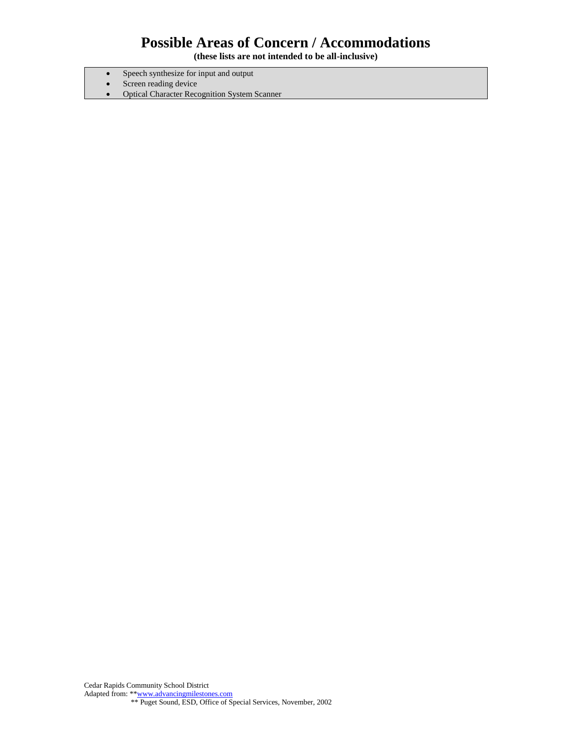# Possible Areas of Concern / Accommodations

**(these lists are not intended to be all-inclusive)**

- Speech synthesize for input and output
- Screen reading device
- Optical Character Recognition System Scanner

Cedar Rapids Community School District
Adapted from: **www.advancingmilestones.com
** Puget Sound, ESD, Office of Special Services, November, 2002